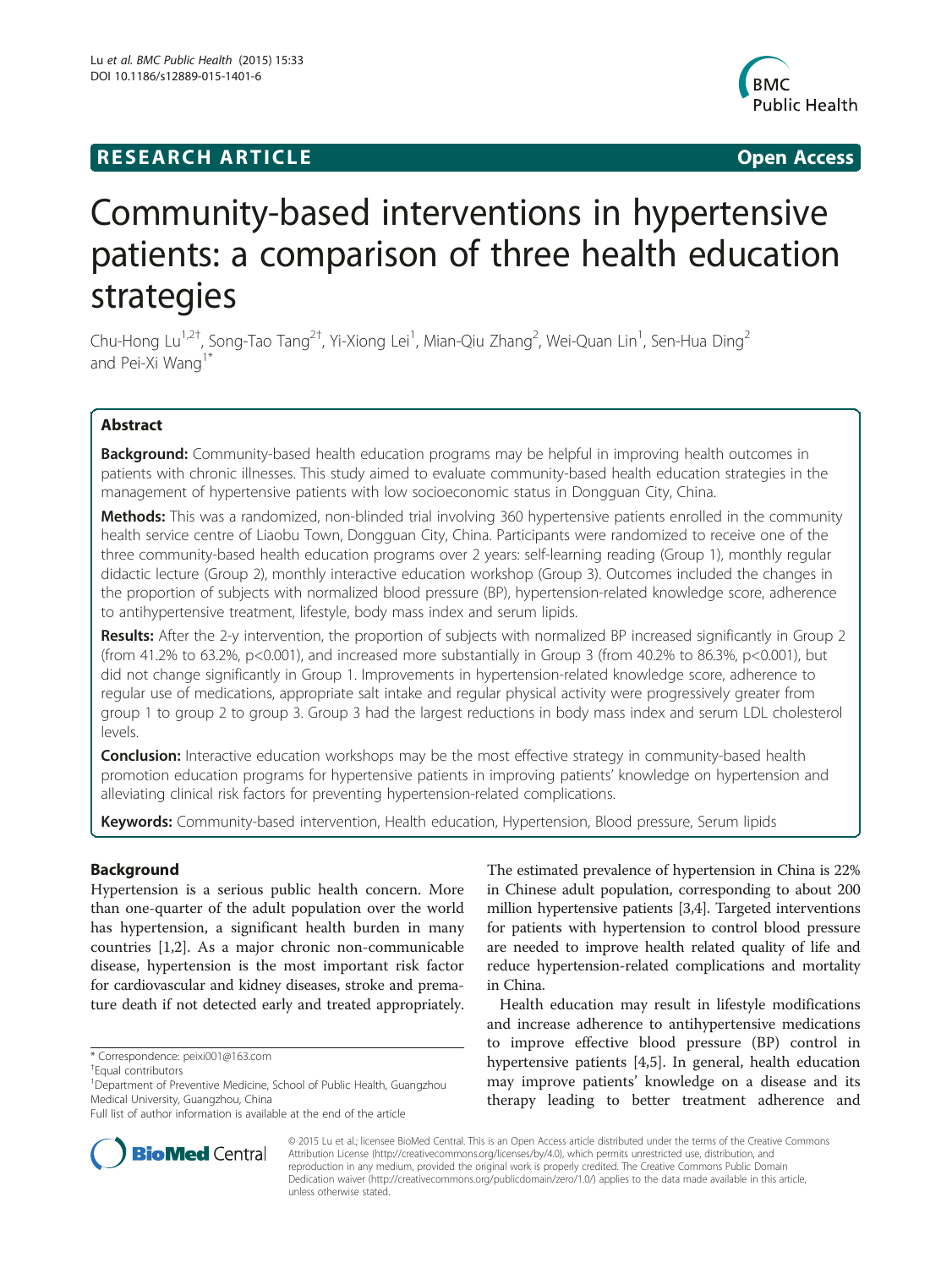RESEARCH ARTICLE

Open Access

# Community-based interventions in hypertensive patients: a comparison of three health education strategies

Chu-Hong Lu[1,2†], Song-Tao Tang[2†], Yi-Xiong Lei[1], Mian-Qiu Zhang[2], Wei-Quan Lin[1], Sen-Hua Ding[2] and Pei-Xi Wang[1*]

## Abstract

**Background:** Community-based health education programs may be helpful in improving health outcomes in patients with chronic illnesses. This study aimed to evaluate community-based health education strategies in the management of hypertensive patients with low socioeconomic status in Dongguan City, China.

**Methods:** This was a randomized, non-blinded trial involving 360 hypertensive patients enrolled in the community health service centre of Liaobu Town, Dongguan City, China. Participants were randomized to receive one of the three community-based health education programs over 2 years: self-learning reading (Group 1), monthly regular didactic lecture (Group 2), monthly interactive education workshop (Group 3). Outcomes included the changes in the proportion of subjects with normalized blood pressure (BP), hypertension-related knowledge score, adherence to antihypertensive treatment, lifestyle, body mass index and serum lipids.

**Results:** After the 2-y intervention, the proportion of subjects with normalized BP increased significantly in Group 2 (from 41.2% to 63.2%, p<0.001), and increased more substantially in Group 3 (from 40.2% to 86.3%, p<0.001), but did not change significantly in Group 1. Improvements in hypertension-related knowledge score, adherence to regular use of medications, appropriate salt intake and regular physical activity were progressively greater from group 1 to group 2 to group 3. Group 3 had the largest reductions in body mass index and serum LDL cholesterol levels.

**Conclusion:** Interactive education workshops may be the most effective strategy in community-based health promotion education programs for hypertensive patients in improving patients' knowledge on hypertension and alleviating clinical risk factors for preventing hypertension-related complications.

**Keywords:** Community-based intervention, Health education, Hypertension, Blood pressure, Serum lipids

## Background

Hypertension is a serious public health concern. More than one-quarter of the adult population over the world has hypertension, a significant health burden in many countries [1,2]. As a major chronic non-communicable disease, hypertension is the most important risk factor for cardiovascular and kidney diseases, stroke and premature death if not detected early and treated appropriately. The estimated prevalence of hypertension in China is 22% in Chinese adult population, corresponding to about 200 million hypertensive patients [3,4]. Targeted interventions for patients with hypertension to control blood pressure are needed to improve health related quality of life and reduce hypertension-related complications and mortality in China.

Health education may result in lifestyle modifications and increase adherence to antihypertensive medications to improve effective blood pressure (BP) control in hypertensive patients [4,5]. In general, health education may improve patients' knowledge on a disease and its therapy leading to better treatment adherence and

\* Correspondence: peixi001@163.com

†Equal contributors

[1]Department of Preventive Medicine, School of Public Health, Guangzhou Medical University, Guangzhou, China

Full list of author information is available at the end of the article

© 2015 Lu et al.; licensee BioMed Central. This is an Open Access article distributed under the terms of the Creative Commons Attribution License (http://creativecommons.org/licenses/by/4.0), which permits unrestricted use, distribution, and reproduction in any medium, provided the original work is properly credited. The Creative Commons Public Domain Dedication waiver (http://creativecommons.org/publicdomain/zero/1.0/) applies to the data made available in this article, unless otherwise stated.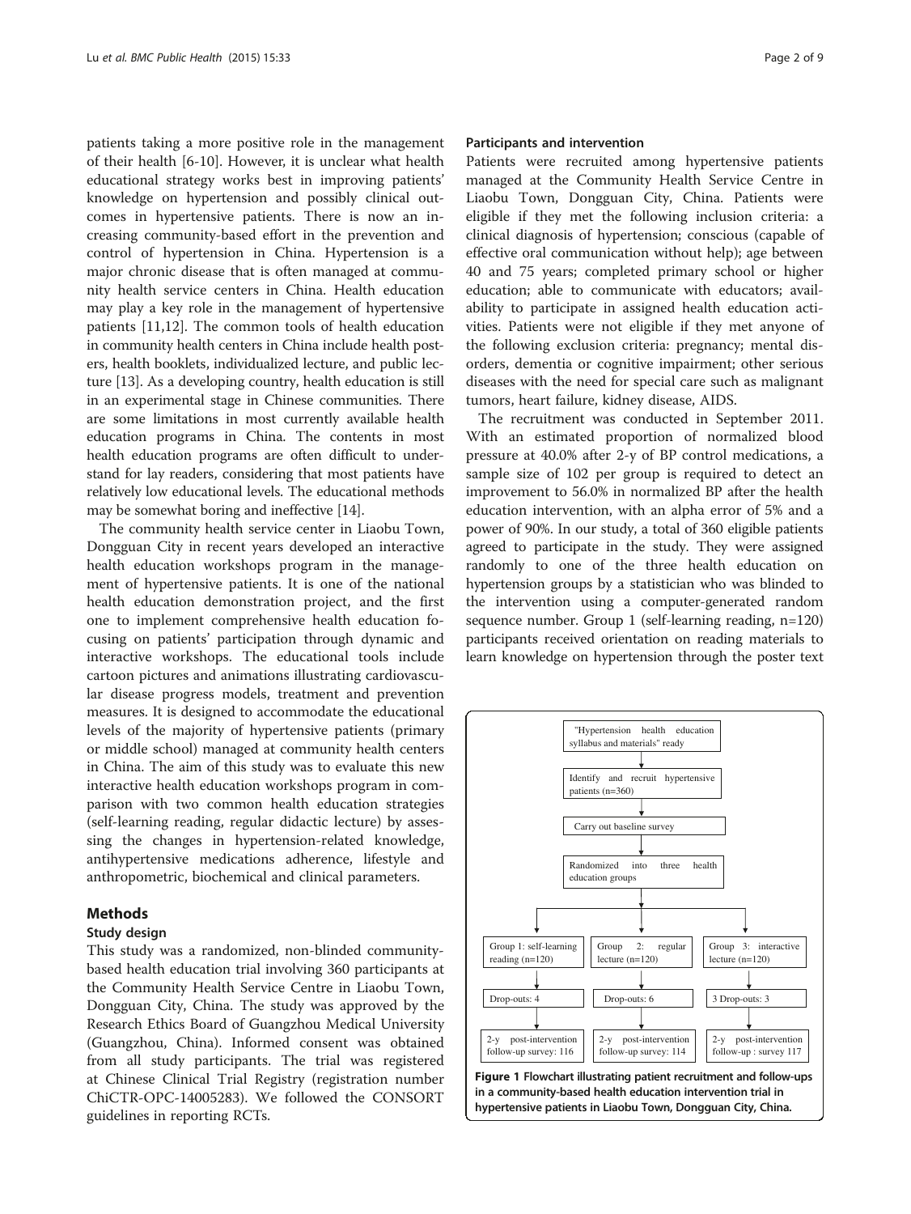patients taking a more positive role in the management of their health [6-10]. However, it is unclear what health educational strategy works best in improving patients' knowledge on hypertension and possibly clinical outcomes in hypertensive patients. There is now an increasing community-based effort in the prevention and control of hypertension in China. Hypertension is a major chronic disease that is often managed at community health service centers in China. Health education may play a key role in the management of hypertensive patients [11,12]. The common tools of health education in community health centers in China include health posters, health booklets, individualized lecture, and public lecture [13]. As a developing country, health education is still in an experimental stage in Chinese communities. There are some limitations in most currently available health education programs in China. The contents in most health education programs are often difficult to understand for lay readers, considering that most patients have relatively low educational levels. The educational methods may be somewhat boring and ineffective [14].

The community health service center in Liaobu Town, Dongguan City in recent years developed an interactive health education workshops program in the management of hypertensive patients. It is one of the national health education demonstration project, and the first one to implement comprehensive health education focusing on patients' participation through dynamic and interactive workshops. The educational tools include cartoon pictures and animations illustrating cardiovascular disease progress models, treatment and prevention measures. It is designed to accommodate the educational levels of the majority of hypertensive patients (primary or middle school) managed at community health centers in China. The aim of this study was to evaluate this new interactive health education workshops program in comparison with two common health education strategies (self-learning reading, regular didactic lecture) by assessing the changes in hypertension-related knowledge, antihypertensive medications adherence, lifestyle and anthropometric, biochemical and clinical parameters.

## Methods

### Study design

This study was a randomized, non-blinded community-based health education trial involving 360 participants at the Community Health Service Centre in Liaobu Town, Dongguan City, China. The study was approved by the Research Ethics Board of Guangzhou Medical University (Guangzhou, China). Informed consent was obtained from all study participants. The trial was registered at Chinese Clinical Trial Registry (registration number ChiCTR-OPC-14005283). We followed the CONSORT guidelines in reporting RCTs.

### Participants and intervention

Patients were recruited among hypertensive patients managed at the Community Health Service Centre in Liaobu Town, Dongguan City, China. Patients were eligible if they met the following inclusion criteria: a clinical diagnosis of hypertension; conscious (capable of effective oral communication without help); age between 40 and 75 years; completed primary school or higher education; able to communicate with educators; availability to participate in assigned health education activities. Patients were not eligible if they met anyone of the following exclusion criteria: pregnancy; mental disorders, dementia or cognitive impairment; other serious diseases with the need for special care such as malignant tumors, heart failure, kidney disease, AIDS.

The recruitment was conducted in September 2011. With an estimated proportion of normalized blood pressure at 40.0% after 2-y of BP control medications, a sample size of 102 per group is required to detect an improvement to 56.0% in normalized BP after the health education intervention, with an alpha error of 5% and a power of 90%. In our study, a total of 360 eligible patients agreed to participate in the study. They were assigned randomly to one of the three health education on hypertension groups by a statistician who was blinded to the intervention using a computer-generated random sequence number. Group 1 (self-learning reading, n=120) participants received orientation on reading materials to learn knowledge on hypertension through the poster text

"Hypertension health education syllabus and materials" ready

Identify and recruit hypertensive patients (n=360)

Carry out baseline survey

Randomized into three health education groups

Group 1: self-learning reading (n=120)

Group 2: regular lecture (n=120)

Group 3: interactive lecture (n=120)

Drop-outs: 4

Drop-outs: 6

3 Drop-outs: 3

2-y post-intervention follow-up survey: 116

2-y post-intervention follow-up survey: 114

2-y post-intervention follow-up : survey 117

**Figure 1 Flowchart illustrating patient recruitment and follow-ups in a community-based health education intervention trial in hypertensive patients in Liaobu Town, Dongguan City, China.**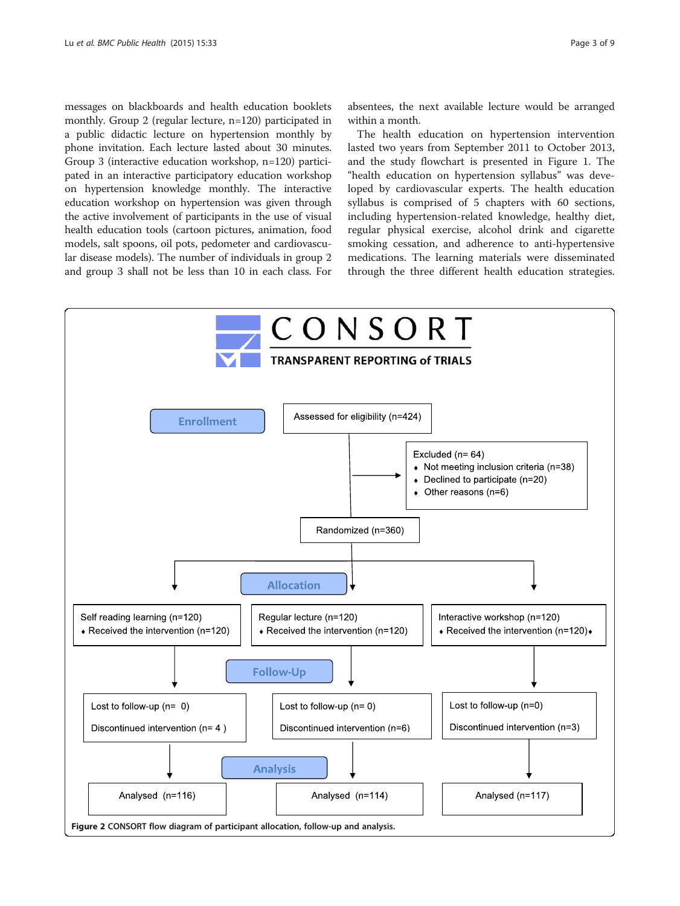messages on blackboards and health education booklets monthly. Group 2 (regular lecture, n=120) participated in a public didactic lecture on hypertension monthly by phone invitation. Each lecture lasted about 30 minutes. Group 3 (interactive education workshop, n=120) participated in an interactive participatory education workshop on hypertension knowledge monthly. The interactive education workshop on hypertension was given through the active involvement of participants in the use of visual health education tools (cartoon pictures, animation, food models, salt spoons, oil pots, pedometer and cardiovascular disease models). The number of individuals in group 2 and group 3 shall not be less than 10 in each class. For absentees, the next available lecture would be arranged within a month.

The health education on hypertension intervention lasted two years from September 2011 to October 2013, and the study flowchart is presented in Figure 1. The "health education on hypertension syllabus" was developed by cardiovascular experts. The health education syllabus is comprised of 5 chapters with 60 sections, including hypertension-related knowledge, healthy diet, regular physical exercise, alcohol drink and cigarette smoking cessation, and adherence to anti-hypertensive medications. The learning materials were disseminated through the three different health education strategies.

CONSORT
TRANSPARENT REPORTING of TRIALS

**Enrollment**

Assessed for eligibility (n=424)

Excluded (n= 64)
- Not meeting inclusion criteria (n=38)
- Declined to participate (n=20)
- Other reasons (n=6)

Randomized (n=360)

**Allocation**

| Self reading learning (n=120) | Regular lecture (n=120) | Interactive workshop (n=120) |
|---|---|---|
| Received the intervention (n=120) | Received the intervention (n=120) | Received the intervention (n=120) |

**Follow-Up**

| Lost to follow-up (n= 0) | Lost to follow-up (n= 0) | Lost to follow-up (n=0) |
|---|---|---|
| Discontinued intervention (n= 4 ) | Discontinued intervention (n=6) | Discontinued intervention (n=3) |

**Analysis**

| Analysed (n=116) | Analysed (n=114) | Analysed (n=117) |
|---|---|---|

**Figure 2** CONSORT flow diagram of participant allocation, follow-up and analysis.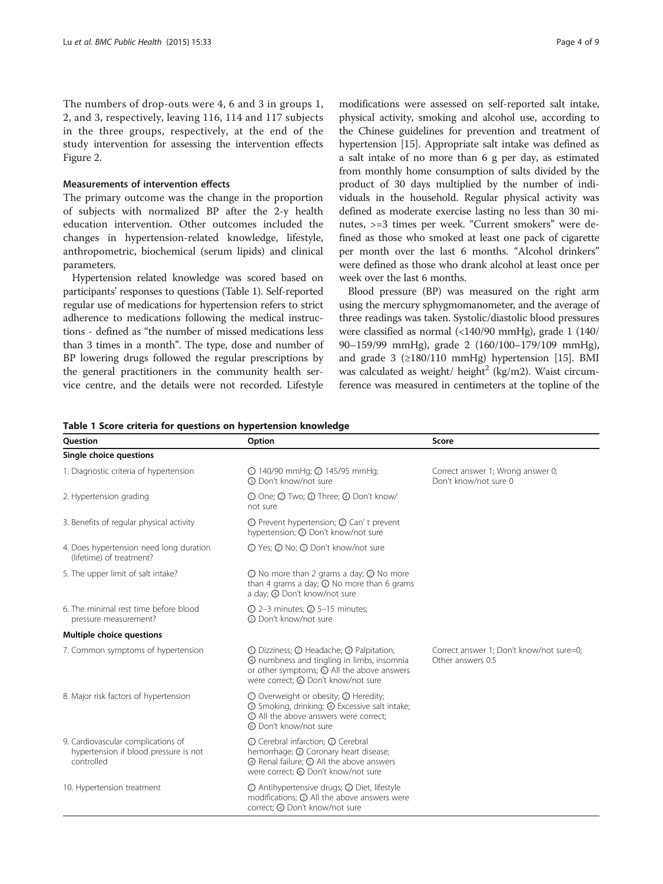The numbers of drop-outs were 4, 6 and 3 in groups 1, 2, and 3, respectively, leaving 116, 114 and 117 subjects in the three groups, respectively, at the end of the study intervention for assessing the intervention effects Figure 2.

### Measurements of intervention effects

The primary outcome was the change in the proportion of subjects with normalized BP after the 2-y health education intervention. Other outcomes included the changes in hypertension-related knowledge, lifestyle, anthropometric, biochemical (serum lipids) and clinical parameters.

Hypertension related knowledge was scored based on participants' responses to questions (Table 1). Self-reported regular use of medications for hypertension refers to strict adherence to medications following the medical instructions - defined as "the number of missed medications less than 3 times in a month". The type, dose and number of BP lowering drugs followed the regular prescriptions by the general practitioners in the community health service centre, and the details were not recorded. Lifestyle modifications were assessed on self-reported salt intake, physical activity, smoking and alcohol use, according to the Chinese guidelines for prevention and treatment of hypertension [15]. Appropriate salt intake was defined as a salt intake of no more than 6 g per day, as estimated from monthly home consumption of salts divided by the product of 30 days multiplied by the number of individuals in the household. Regular physical activity was defined as moderate exercise lasting no less than 30 minutes, >=3 times per week. "Current smokers" were defined as those who smoked at least one pack of cigarette per month over the last 6 months. "Alcohol drinkers" were defined as those who drank alcohol at least once per week over the last 6 months.

Blood pressure (BP) was measured on the right arm using the mercury sphygmomanometer, and the average of three readings was taken. Systolic/diastolic blood pressures were classified as normal (<140/90 mmHg), grade 1 (140/90–159/99 mmHg), grade 2 (160/100–179/109 mmHg), and grade 3 (≥180/110 mmHg) hypertension [15]. BMI was calculated as weight/ height$^2$ (kg/m2). Waist circumference was measured in centimeters at the topline of the

**Table 1 Score criteria for questions on hypertension knowledge**

| Question | Option | Score |
|---|---|---|
| **Single choice questions** | | |
| 1. Diagnostic criteria of hypertension | ① 140/90 mmHg; ② 145/95 mmHg; ③ Don't know/not sure | Correct answer 1; Wrong answer 0; Don't know/not sure 0 |
| 2. Hypertension grading | ① One; ② Two; ③ Three; ④ Don't know/not sure | |
| 3. Benefits of regular physical activity | ① Prevent hypertension; ② Can' t prevent hypertension; ③ Don't know/not sure | |
| 4. Does hypertension need long duration (lifetime) of treatment? | ① Yes; ② No; ③ Don't know/not sure | |
| 5. The upper limit of salt intake? | ① No more than 2 grams a day; ② No more than 4 grams a day; ③ No more than 6 grams a day; ④ Don't know/not sure | |
| 6. The minimal rest time before blood pressure measurement? | ① 2–3 minutes; ② 5–15 minutes; ③ Don't know/not sure | |
| **Multiple choice questions** | | |
| 7. Common symptoms of hypertension | ① Dizziness; ② Headache; ③ Palpitation; ④ numbness and tingling in limbs, insomnia or other symptoms; ⑤ All the above answers were correct; ⑥ Don't know/not sure | Correct answer 1; Don't know/not sure=0; Other answers 0.5 |
| 8. Major risk factors of hypertension | ① Overweight or obesity; ② Heredity; ③ Smoking, drinking; ④ Excessive salt intake; ⑤ All the above answers were correct; ⑥ Don't know/not sure | |
| 9. Cardiovascular complications of hypertension if blood pressure is not controlled | ① Cerebral infarction; ② Cerebral hemorrhage; ③ Coronary heart disease; ④ Renal failure; ⑤ All the above answers were correct; ⑥ Don't know/not sure | |
| 10. Hypertension treatment | ① Antihypertensive drugs; ② Diet, lifestyle modifications; ③ All the above answers were correct; ④ Don't know/not sure | |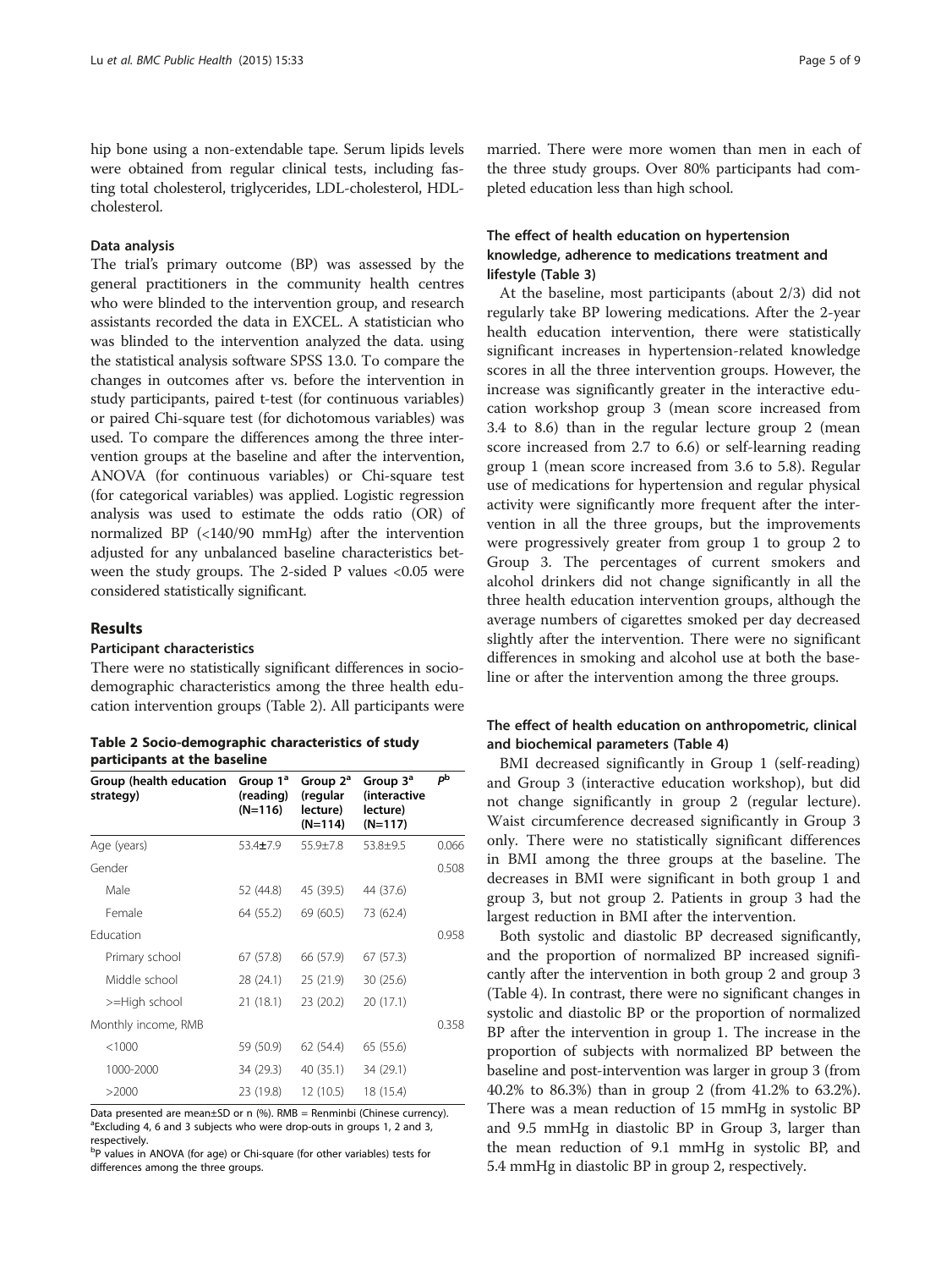hip bone using a non-extendable tape. Serum lipids levels were obtained from regular clinical tests, including fasting total cholesterol, triglycerides, LDL-cholesterol, HDL-cholesterol.

#### Data analysis

The trial's primary outcome (BP) was assessed by the general practitioners in the community health centres who were blinded to the intervention group, and research assistants recorded the data in EXCEL. A statistician who was blinded to the intervention analyzed the data. using the statistical analysis software SPSS 13.0. To compare the changes in outcomes after vs. before the intervention in study participants, paired t-test (for continuous variables) or paired Chi-square test (for dichotomous variables) was used. To compare the differences among the three intervention groups at the baseline and after the intervention, ANOVA (for continuous variables) or Chi-square test (for categorical variables) was applied. Logistic regression analysis was used to estimate the odds ratio (OR) of normalized BP (<140/90 mmHg) after the intervention adjusted for any unbalanced baseline characteristics between the study groups. The 2-sided P values <0.05 were considered statistically significant.

## Results

### Participant characteristics

There were no statistically significant differences in socio-demographic characteristics among the three health education intervention groups (Table 2). All participants were married. There were more women than men in each of the three study groups. Over 80% participants had completed education less than high school.

**Table 2 Socio-demographic characteristics of study participants at the baseline**

| Group (health education strategy) | Group 1[a] (reading) (N=116) | Group 2[a] (regular lecture) (N=114) | Group 3[a] (interactive lecture) (N=117) | P[b] |
|---|---|---|---|---|
| Age (years) | 53.4±7.9 | 55.9±7.8 | 53.8±9.5 | 0.066 |
| Gender | | | | 0.508 |
| Male | 52 (44.8) | 45 (39.5) | 44 (37.6) | |
| Female | 64 (55.2) | 69 (60.5) | 73 (62.4) | |
| Education | | | | 0.958 |
| Primary school | 67 (57.8) | 66 (57.9) | 67 (57.3) | |
| Middle school | 28 (24.1) | 25 (21.9) | 30 (25.6) | |
| >=High school | 21 (18.1) | 23 (20.2) | 20 (17.1) | |
| Monthly income, RMB | | | | 0.358 |
| <1000 | 59 (50.9) | 62 (54.4) | 65 (55.6) | |
| 1000-2000 | 34 (29.3) | 40 (35.1) | 34 (29.1) | |
| >2000 | 23 (19.8) | 12 (10.5) | 18 (15.4) | |

Data presented are mean±SD or n (%). RMB = Renminbi (Chinese currency).
[a]Excluding 4, 6 and 3 subjects who were drop-outs in groups 1, 2 and 3, respectively.
[b]P values in ANOVA (for age) or Chi-square (for other variables) tests for differences among the three groups.

### The effect of health education on hypertension knowledge, adherence to medications treatment and lifestyle (Table 3)

At the baseline, most participants (about 2/3) did not regularly take BP lowering medications. After the 2-year health education intervention, there were statistically significant increases in hypertension-related knowledge scores in all the three intervention groups. However, the increase was significantly greater in the interactive education workshop group 3 (mean score increased from 3.4 to 8.6) than in the regular lecture group 2 (mean score increased from 2.7 to 6.6) or self-learning reading group 1 (mean score increased from 3.6 to 5.8). Regular use of medications for hypertension and regular physical activity were significantly more frequent after the intervention in all the three groups, but the improvements were progressively greater from group 1 to group 2 to Group 3. The percentages of current smokers and alcohol drinkers did not change significantly in all the three health education intervention groups, although the average numbers of cigarettes smoked per day decreased slightly after the intervention. There were no significant differences in smoking and alcohol use at both the baseline or after the intervention among the three groups.

### The effect of health education on anthropometric, clinical and biochemical parameters (Table 4)

BMI decreased significantly in Group 1 (self-reading) and Group 3 (interactive education workshop), but did not change significantly in group 2 (regular lecture). Waist circumference decreased significantly in Group 3 only. There were no statistically significant differences in BMI among the three groups at the baseline. The decreases in BMI were significant in both group 1 and group 3, but not group 2. Patients in group 3 had the largest reduction in BMI after the intervention.

Both systolic and diastolic BP decreased significantly, and the proportion of normalized BP increased significantly after the intervention in both group 2 and group 3 (Table 4). In contrast, there were no significant changes in systolic and diastolic BP or the proportion of normalized BP after the intervention in group 1. The increase in the proportion of subjects with normalized BP between the baseline and post-intervention was larger in group 3 (from 40.2% to 86.3%) than in group 2 (from 41.2% to 63.2%). There was a mean reduction of 15 mmHg in systolic BP and 9.5 mmHg in diastolic BP in Group 3, larger than the mean reduction of 9.1 mmHg in systolic BP, and 5.4 mmHg in diastolic BP in group 2, respectively.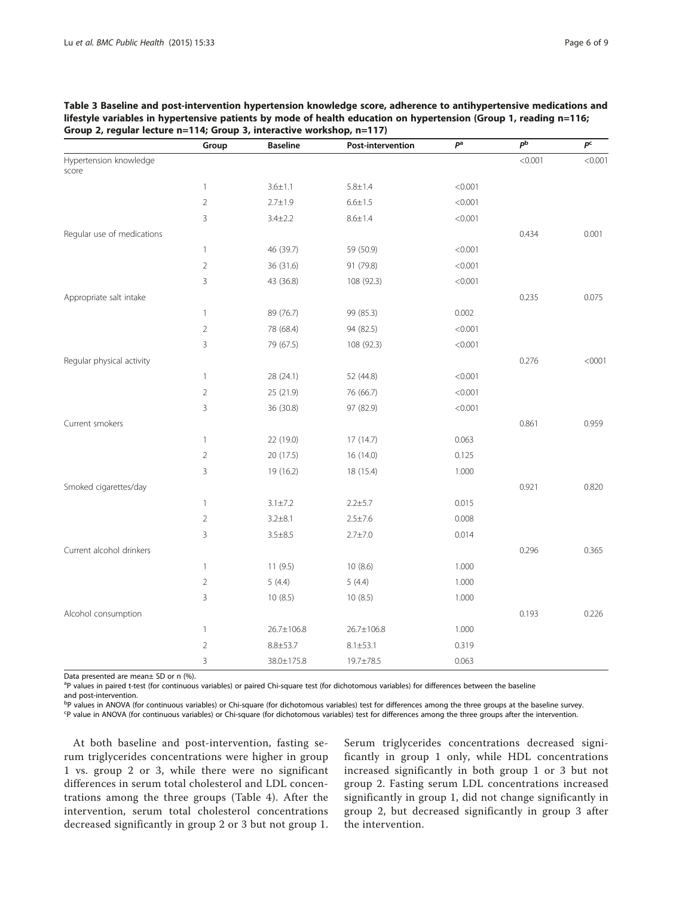**Table 3 Baseline and post-intervention hypertension knowledge score, adherence to antihypertensive medications and lifestyle variables in hypertensive patients by mode of health education on hypertension (Group 1, reading n=116; Group 2, regular lecture n=114; Group 3, interactive workshop, n=117)**

| | Group | Baseline | Post-intervention | $P^a$ | $P^b$ | $P^c$ |
|---|---|---|---|---|---|---|
| Hypertension knowledge score | | | | | <0.001 | <0.001 |
| | 1 | 3.6±1.1 | 5.8±1.4 | <0.001 | | |
| | 2 | 2.7±1.9 | 6.6±1.5 | <0.001 | | |
| | 3 | 3.4±2.2 | 8.6±1.4 | <0.001 | | |
| Regular use of medications | | | | | 0.434 | 0.001 |
| | 1 | 46 (39.7) | 59 (50.9) | <0.001 | | |
| | 2 | 36 (31.6) | 91 (79.8) | <0.001 | | |
| | 3 | 43 (36.8) | 108 (92.3) | <0.001 | | |
| Appropriate salt intake | | | | | 0.235 | 0.075 |
| | 1 | 89 (76.7) | 99 (85.3) | 0.002 | | |
| | 2 | 78 (68.4) | 94 (82.5) | <0.001 | | |
| | 3 | 79 (67.5) | 108 (92.3) | <0.001 | | |
| Regular physical activity | | | | | 0.276 | <0001 |
| | 1 | 28 (24.1) | 52 (44.8) | <0.001 | | |
| | 2 | 25 (21.9) | 76 (66.7) | <0.001 | | |
| | 3 | 36 (30.8) | 97 (82.9) | <0.001 | | |
| Current smokers | | | | | 0.861 | 0.959 |
| | 1 | 22 (19.0) | 17 (14.7) | 0.063 | | |
| | 2 | 20 (17.5) | 16 (14.0) | 0.125 | | |
| | 3 | 19 (16.2) | 18 (15.4) | 1.000 | | |
| Smoked cigarettes/day | | | | | 0.921 | 0.820 |
| | 1 | 3.1±7.2 | 2.2±5.7 | 0.015 | | |
| | 2 | 3.2±8.1 | 2.5±7.6 | 0.008 | | |
| | 3 | 3.5±8.5 | 2.7±7.0 | 0.014 | | |
| Current alcohol drinkers | | | | | 0.296 | 0.365 |
| | 1 | 11 (9.5) | 10 (8.6) | 1.000 | | |
| | 2 | 5 (4.4) | 5 (4.4) | 1.000 | | |
| | 3 | 10 (8.5) | 10 (8.5) | 1.000 | | |
| Alcohol consumption | | | | | 0.193 | 0.226 |
| | 1 | 26.7±106.8 | 26.7±106.8 | 1.000 | | |
| | 2 | 8.8±53.7 | 8.1±53.1 | 0.319 | | |
| | 3 | 38.0±175.8 | 19.7±78.5 | 0.063 | | |

Data presented are mean± SD or n (%).
[a]P values in paired t-test (for continuous variables) or paired Chi-square test (for dichotomous variables) for differences between the baseline and post-intervention.
[b]P values in ANOVA (for continuous variables) or Chi-square (for dichotomous variables) test for differences among the three groups at the baseline survey.
[c]P value in ANOVA (for continuous variables) or Chi-square (for dichotomous variables) test for differences among the three groups after the intervention.

At both baseline and post-intervention, fasting serum triglycerides concentrations were higher in group 1 vs. group 2 or 3, while there were no significant differences in serum total cholesterol and LDL concentrations among the three groups (Table 4). After the intervention, serum total cholesterol concentrations decreased significantly in group 2 or 3 but not group 1. Serum triglycerides concentrations decreased significantly in group 1 only, while HDL concentrations increased significantly in both group 1 or 3 but not group 2. Fasting serum LDL concentrations increased significantly in group 1, did not change significantly in group 2, but decreased significantly in group 3 after the intervention.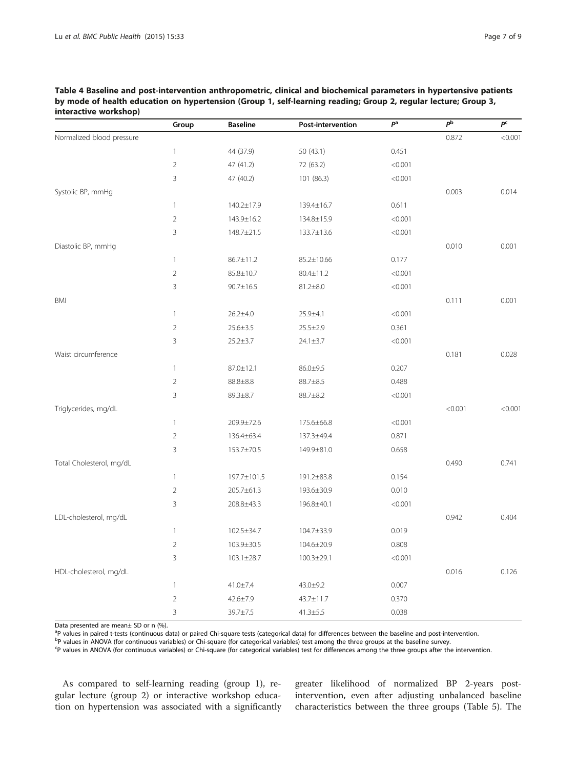**Table 4 Baseline and post-intervention anthropometric, clinical and biochemical parameters in hypertensive patients by mode of health education on hypertension (Group 1, self-learning reading; Group 2, regular lecture; Group 3, interactive workshop)**

| | Group | Baseline | Post-intervention | $P^a$ | $P^b$ | $P^c$ |
|---|---|---|---|---|---|---|
| Normalized blood pressure | | | | | 0.872 | <0.001 |
| | 1 | 44 (37.9) | 50 (43.1) | 0.451 | | |
| | 2 | 47 (41.2) | 72 (63.2) | <0.001 | | |
| | 3 | 47 (40.2) | 101 (86.3) | <0.001 | | |
| Systolic BP, mmHg | | | | | 0.003 | 0.014 |
| | 1 | 140.2±17.9 | 139.4±16.7 | 0.611 | | |
| | 2 | 143.9±16.2 | 134.8±15.9 | <0.001 | | |
| | 3 | 148.7±21.5 | 133.7±13.6 | <0.001 | | |
| Diastolic BP, mmHg | | | | | 0.010 | 0.001 |
| | 1 | 86.7±11.2 | 85.2±10.66 | 0.177 | | |
| | 2 | 85.8±10.7 | 80.4±11.2 | <0.001 | | |
| | 3 | 90.7±16.5 | 81.2±8.0 | <0.001 | | |
| BMI | | | | | 0.111 | 0.001 |
| | 1 | 26.2±4.0 | 25.9±4.1 | <0.001 | | |
| | 2 | 25.6±3.5 | 25.5±2.9 | 0.361 | | |
| | 3 | 25.2±3.7 | 24.1±3.7 | <0.001 | | |
| Waist circumference | | | | | 0.181 | 0.028 |
| | 1 | 87.0±12.1 | 86.0±9.5 | 0.207 | | |
| | 2 | 88.8±8.8 | 88.7±8.5 | 0.488 | | |
| | 3 | 89.3±8.7 | 88.7±8.2 | <0.001 | | |
| Triglycerides, mg/dL | | | | | <0.001 | <0.001 |
| | 1 | 209.9±72.6 | 175.6±66.8 | <0.001 | | |
| | 2 | 136.4±63.4 | 137.3±49.4 | 0.871 | | |
| | 3 | 153.7±70.5 | 149.9±81.0 | 0.658 | | |
| Total Cholesterol, mg/dL | | | | | 0.490 | 0.741 |
| | 1 | 197.7±101.5 | 191.2±83.8 | 0.154 | | |
| | 2 | 205.7±61.3 | 193.6±30.9 | 0.010 | | |
| | 3 | 208.8±43.3 | 196.8±40.1 | <0.001 | | |
| LDL-cholesterol, mg/dL | | | | | 0.942 | 0.404 |
| | 1 | 102.5±34.7 | 104.7±33.9 | 0.019 | | |
| | 2 | 103.9±30.5 | 104.6±20.9 | 0.808 | | |
| | 3 | 103.1±28.7 | 100.3±29.1 | <0.001 | | |
| HDL-cholesterol, mg/dL | | | | | 0.016 | 0.126 |
| | 1 | 41.0±7.4 | 43.0±9.2 | 0.007 | | |
| | 2 | 42.6±7.9 | 43.7±11.7 | 0.370 | | |
| | 3 | 39.7±7.5 | 41.3±5.5 | 0.038 | | |

Data presented are mean± SD or n (%).

[a]P values in paired t-tests (continuous data) or paired Chi-square tests (categorical data) for differences between the baseline and post-intervention.

[b]P values in ANOVA (for continuous variables) or Chi-square (for categorical variables) test among the three groups at the baseline survey.

[c]P values in ANOVA (for continuous variables) or Chi-square (for categorical variables) test for differences among the three groups after the intervention.

As compared to self-learning reading (group 1), regular lecture (group 2) or interactive workshop education on hypertension was associated with a significantly greater likelihood of normalized BP 2-years post-intervention, even after adjusting unbalanced baseline characteristics between the three groups (Table 5). The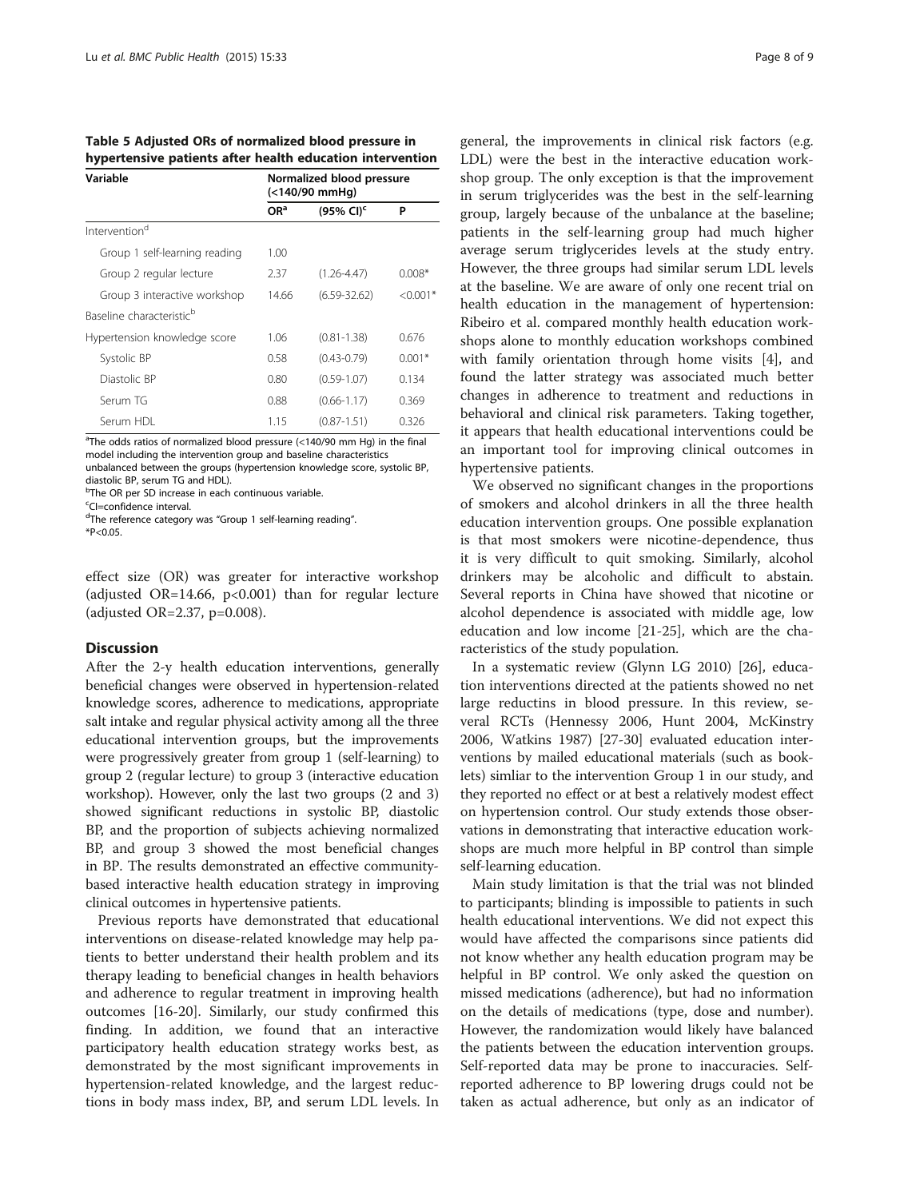**Table 5 Adjusted ORs of normalized blood pressure in hypertensive patients after health education intervention**

| Variable | Normalized blood pressure (<140/90 mmHg) | | |
|---|---|---|---|
| | OR[a] | (95% CI)[c] | P |
| Intervention[d] | | | |
| Group 1 self-learning reading | 1.00 | | |
| Group 2 regular lecture | 2.37 | (1.26-4.47) | 0.008* |
| Group 3 interactive workshop | 14.66 | (6.59-32.62) | <0.001* |
| Baseline characteristic[b] | | | |
| Hypertension knowledge score | 1.06 | (0.81-1.38) | 0.676 |
| Systolic BP | 0.58 | (0.43-0.79) | 0.001* |
| Diastolic BP | 0.80 | (0.59-1.07) | 0.134 |
| Serum TG | 0.88 | (0.66-1.17) | 0.369 |
| Serum HDL | 1.15 | (0.87-1.51) | 0.326 |

[a]The odds ratios of normalized blood pressure (<140/90 mm Hg) in the final model including the intervention group and baseline characteristics unbalanced between the groups (hypertension knowledge score, systolic BP, diastolic BP, serum TG and HDL).
[b]The OR per SD increase in each continuous variable.
[c]CI=confidence interval.
[d]The reference category was "Group 1 self-learning reading".
*P<0.05.

effect size (OR) was greater for interactive workshop (adjusted OR=14.66, p<0.001) than for regular lecture (adjusted OR=2.37, p=0.008).

## Discussion

After the 2-y health education interventions, generally beneficial changes were observed in hypertension-related knowledge scores, adherence to medications, appropriate salt intake and regular physical activity among all the three educational intervention groups, but the improvements were progressively greater from group 1 (self-learning) to group 2 (regular lecture) to group 3 (interactive education workshop). However, only the last two groups (2 and 3) showed significant reductions in systolic BP, diastolic BP, and the proportion of subjects achieving normalized BP, and group 3 showed the most beneficial changes in BP. The results demonstrated an effective community-based interactive health education strategy in improving clinical outcomes in hypertensive patients.

Previous reports have demonstrated that educational interventions on disease-related knowledge may help patients to better understand their health problem and its therapy leading to beneficial changes in health behaviors and adherence to regular treatment in improving health outcomes [16-20]. Similarly, our study confirmed this finding. In addition, we found that an interactive participatory health education strategy works best, as demonstrated by the most significant improvements in hypertension-related knowledge, and the largest reductions in body mass index, BP, and serum LDL levels. In general, the improvements in clinical risk factors (e.g. LDL) were the best in the interactive education workshop group. The only exception is that the improvement in serum triglycerides was the best in the self-learning group, largely because of the unbalance at the baseline; patients in the self-learning group had much higher average serum triglycerides levels at the study entry. However, the three groups had similar serum LDL levels at the baseline. We are aware of only one recent trial on health education in the management of hypertension: Ribeiro et al. compared monthly health education workshops alone to monthly education workshops combined with family orientation through home visits [4], and found the latter strategy was associated much better changes in adherence to treatment and reductions in behavioral and clinical risk parameters. Taking together, it appears that health educational interventions could be an important tool for improving clinical outcomes in hypertensive patients.

We observed no significant changes in the proportions of smokers and alcohol drinkers in all the three health education intervention groups. One possible explanation is that most smokers were nicotine-dependence, thus it is very difficult to quit smoking. Similarly, alcohol drinkers may be alcoholic and difficult to abstain. Several reports in China have showed that nicotine or alcohol dependence is associated with middle age, low education and low income [21-25], which are the characteristics of the study population.

In a systematic review (Glynn LG 2010) [26], education interventions directed at the patients showed no net large reductins in blood pressure. In this review, several RCTs (Hennessy 2006, Hunt 2004, McKinstry 2006, Watkins 1987) [27-30] evaluated education interventions by mailed educational materials (such as booklets) simliar to the intervention Group 1 in our study, and they reported no effect or at best a relatively modest effect on hypertension control. Our study extends those observations in demonstrating that interactive education workshops are much more helpful in BP control than simple self-learning education.

Main study limitation is that the trial was not blinded to participants; blinding is impossible to patients in such health educational interventions. We did not expect this would have affected the comparisons since patients did not know whether any health education program may be helpful in BP control. We only asked the question on missed medications (adherence), but had no information on the details of medications (type, dose and number). However, the randomization would likely have balanced the patients between the education intervention groups. Self-reported data may be prone to inaccuracies. Self-reported adherence to BP lowering drugs could not be taken as actual adherence, but only as an indicator of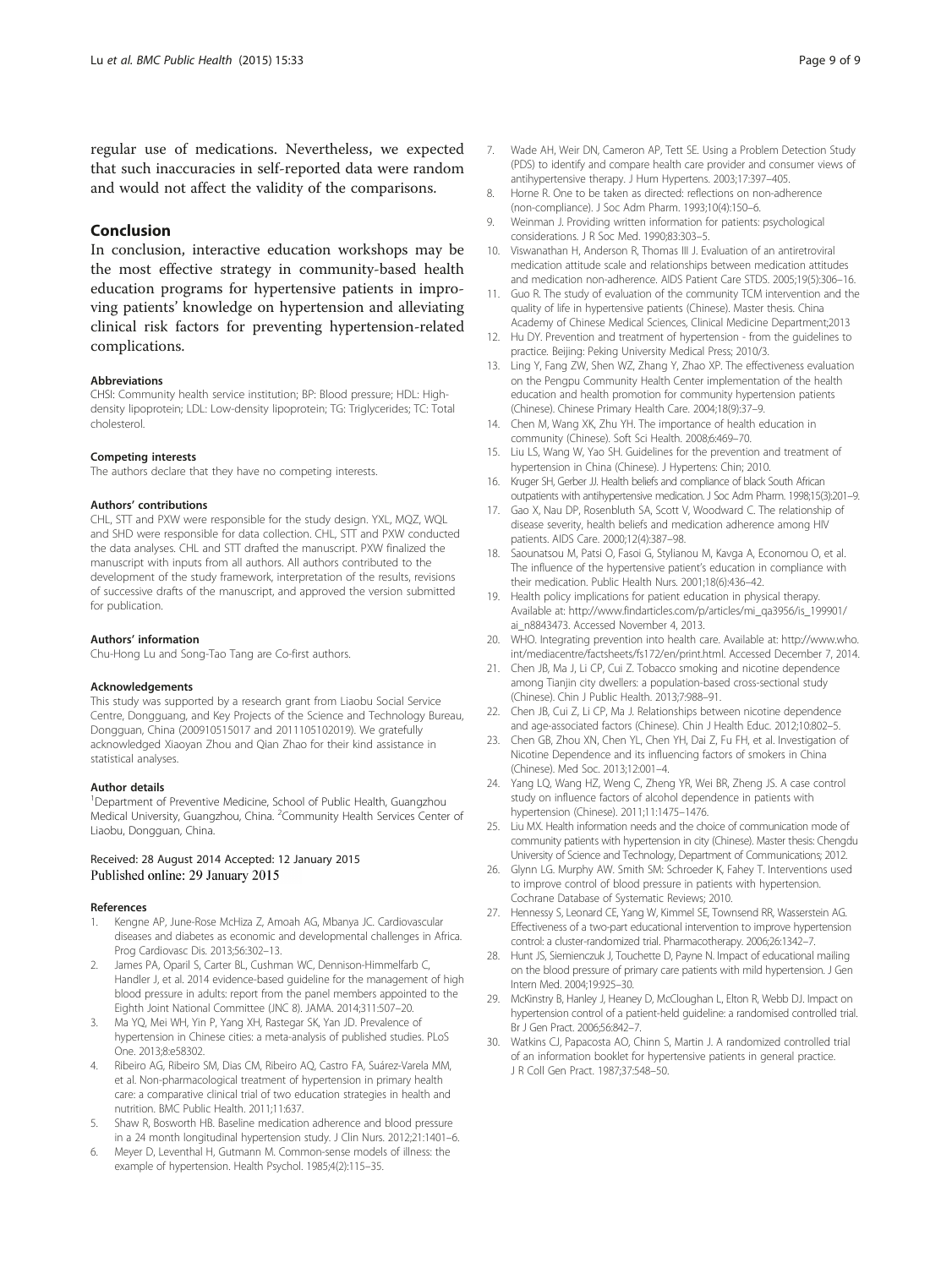regular use of medications. Nevertheless, we expected that such inaccuracies in self-reported data were random and would not affect the validity of the comparisons.

## Conclusion

In conclusion, interactive education workshops may be the most effective strategy in community-based health education programs for hypertensive patients in improving patients' knowledge on hypertension and alleviating clinical risk factors for preventing hypertension-related complications.

#### Abbreviations

CHSI: Community health service institution; BP: Blood pressure; HDL: High-density lipoprotein; LDL: Low-density lipoprotein; TG: Triglycerides; TC: Total cholesterol.

#### Competing interests

The authors declare that they have no competing interests.

#### Authors' contributions

CHL, STT and PXW were responsible for the study design. YXL, MQZ, WQL and SHD were responsible for data collection. CHL, STT and PXW conducted the data analyses. CHL and STT drafted the manuscript. PXW finalized the manuscript with inputs from all authors. All authors contributed to the development of the study framework, interpretation of the results, revisions of successive drafts of the manuscript, and approved the version submitted for publication.

#### Authors' information

Chu-Hong Lu and Song-Tao Tang are Co-first authors.

#### Acknowledgements

This study was supported by a research grant from Liaobu Social Service Centre, Dongguang, and Key Projects of the Science and Technology Bureau, Dongguan, China (200910515017 and 2011105102019). We gratefully acknowledged Xiaoyan Zhou and Qian Zhao for their kind assistance in statistical analyses.

#### Author details

[1]Department of Preventive Medicine, School of Public Health, Guangzhou Medical University, Guangzhou, China. [2]Community Health Services Center of Liaobu, Dongguan, China.

Received: 28 August 2014 Accepted: 12 January 2015
Published online: 29 January 2015

#### References

1. Kengne AP, June-Rose McHiza Z, Amoah AG, Mbanya JC. Cardiovascular diseases and diabetes as economic and developmental challenges in Africa. Prog Cardiovasc Dis. 2013;56:302–13.
2. James PA, Oparil S, Carter BL, Cushman WC, Dennison-Himmelfarb C, Handler J, et al. 2014 evidence-based guideline for the management of high blood pressure in adults: report from the panel members appointed to the Eighth Joint National Committee (JNC 8). JAMA. 2014;311:507–20.
3. Ma YQ, Mei WH, Yin P, Yang XH, Rastegar SK, Yan JD. Prevalence of hypertension in Chinese cities: a meta-analysis of published studies. PLoS One. 2013;8:e58302.
4. Ribeiro AG, Ribeiro SM, Dias CM, Ribeiro AQ, Castro FA, Suárez-Varela MM, et al. Non-pharmacological treatment of hypertension in primary health care: a comparative clinical trial of two education strategies in health and nutrition. BMC Public Health. 2011;11:637.
5. Shaw R, Bosworth HB. Baseline medication adherence and blood pressure in a 24 month longitudinal hypertension study. J Clin Nurs. 2012;21:1401–6.
6. Meyer D, Leventhal H, Gutmann M. Common-sense models of illness: the example of hypertension. Health Psychol. 1985;4(2):115–35.
7. Wade AH, Weir DN, Cameron AP, Tett SE. Using a Problem Detection Study (PDS) to identify and compare health care provider and consumer views of antihypertensive therapy. J Hum Hypertens. 2003;17:397–405.
8. Horne R. One to be taken as directed: reflections on non-adherence (non-compliance). J Soc Adm Pharm. 1993;10(4):150–6.
9. Weinman J. Providing written information for patients: psychological considerations. J R Soc Med. 1990;83:303–5.
10. Viswanathan H, Anderson R, Thomas III J. Evaluation of an antiretroviral medication attitude scale and relationships between medication attitudes and medication non-adherence. AIDS Patient Care STDS. 2005;19(5):306–16.
11. Guo R. The study of evaluation of the community TCM intervention and the quality of life in hypertensive patients (Chinese). Master thesis. China Academy of Chinese Medical Sciences, Clinical Medicine Department;2013
12. Hu DY. Prevention and treatment of hypertension - from the guidelines to practice. Beijing: Peking University Medical Press; 2010/3.
13. Ling Y, Fang ZW, Shen WZ, Zhang Y, Zhao XP. The effectiveness evaluation on the Pengpu Community Health Center implementation of the health education and health promotion for community hypertension patients (Chinese). Chinese Primary Health Care. 2004;18(9):37–9.
14. Chen M, Wang XK, Zhu YH. The importance of health education in community (Chinese). Soft Sci Health. 2008;6:469–70.
15. Liu LS, Wang W, Yao SH. Guidelines for the prevention and treatment of hypertension in China (Chinese). J Hypertens: Chin; 2010.
16. Kruger SH, Gerber JJ. Health beliefs and compliance of black South African outpatients with antihypertensive medication. J Soc Adm Pharm. 1998;15(3):201–9.
17. Gao X, Nau DP, Rosenbluth SA, Scott V, Woodward C. The relationship of disease severity, health beliefs and medication adherence among HIV patients. AIDS Care. 2000;12(4):387–98.
18. Saounatsou M, Patsi O, Fasoi G, Stylianou M, Kavga A, Economou O, et al. The influence of the hypertensive patient's education in compliance with their medication. Public Health Nurs. 2001;18(6):436–42.
19. Health policy implications for patient education in physical therapy. Available at: http://www.findarticles.com/p/articles/mi_qa3956/is_199901/ai_n8843473. Accessed November 4, 2013.
20. WHO. Integrating prevention into health care. Available at: http://www.who.int/mediacentre/factsheets/fs172/en/print.html. Accessed December 7, 2014.
21. Chen JB, Ma J, Li CP, Cui Z. Tobacco smoking and nicotine dependence among Tianjin city dwellers: a population-based cross-sectional study (Chinese). Chin J Public Health. 2013;7:988–91.
22. Chen JB, Cui Z, Li CP, Ma J. Relationships between nicotine dependence and age-associated factors (Chinese). Chin J Health Educ. 2012;10:802–5.
23. Chen GB, Zhou XN, Chen YL, Chen YH, Dai Z, Fu FH, et al. Investigation of Nicotine Dependence and its influencing factors of smokers in China (Chinese). Med Soc. 2013;12:001–4.
24. Yang LQ, Wang HZ, Weng C, Zheng YR, Wei BR, Zheng JS. A case control study on influence factors of alcohol dependence in patients with hypertension (Chinese). 2011;11:1475–1476.
25. Liu MX. Health information needs and the choice of communication mode of community patients with hypertension in city (Chinese). Master thesis: Chengdu University of Science and Technology, Department of Communications; 2012.
26. Glynn LG. Murphy AW. Smith SM: Schroeder K, Fahey T. Interventions used to improve control of blood pressure in patients with hypertension. Cochrane Database of Systematic Reviews; 2010.
27. Hennessy S, Leonard CE, Yang W, Kimmel SE, Townsend RR, Wasserstein AG. Effectiveness of a two-part educational intervention to improve hypertension control: a cluster-randomized trial. Pharmacotherapy. 2006;26:1342–7.
28. Hunt JS, Siemienczuk J, Touchette D, Payne N. Impact of educational mailing on the blood pressure of primary care patients with mild hypertension. J Gen Intern Med. 2004;19:925–30.
29. McKinstry B, Hanley J, Heaney D, McCloughan L, Elton R, Webb DJ. Impact on hypertension control of a patient-held guideline: a randomised controlled trial. Br J Gen Pract. 2006;56:842–7.
30. Watkins CJ, Papacosta AO, Chinn S, Martin J. A randomized controlled trial of an information booklet for hypertensive patients in general practice. J R Coll Gen Pract. 1987;37:548–50.